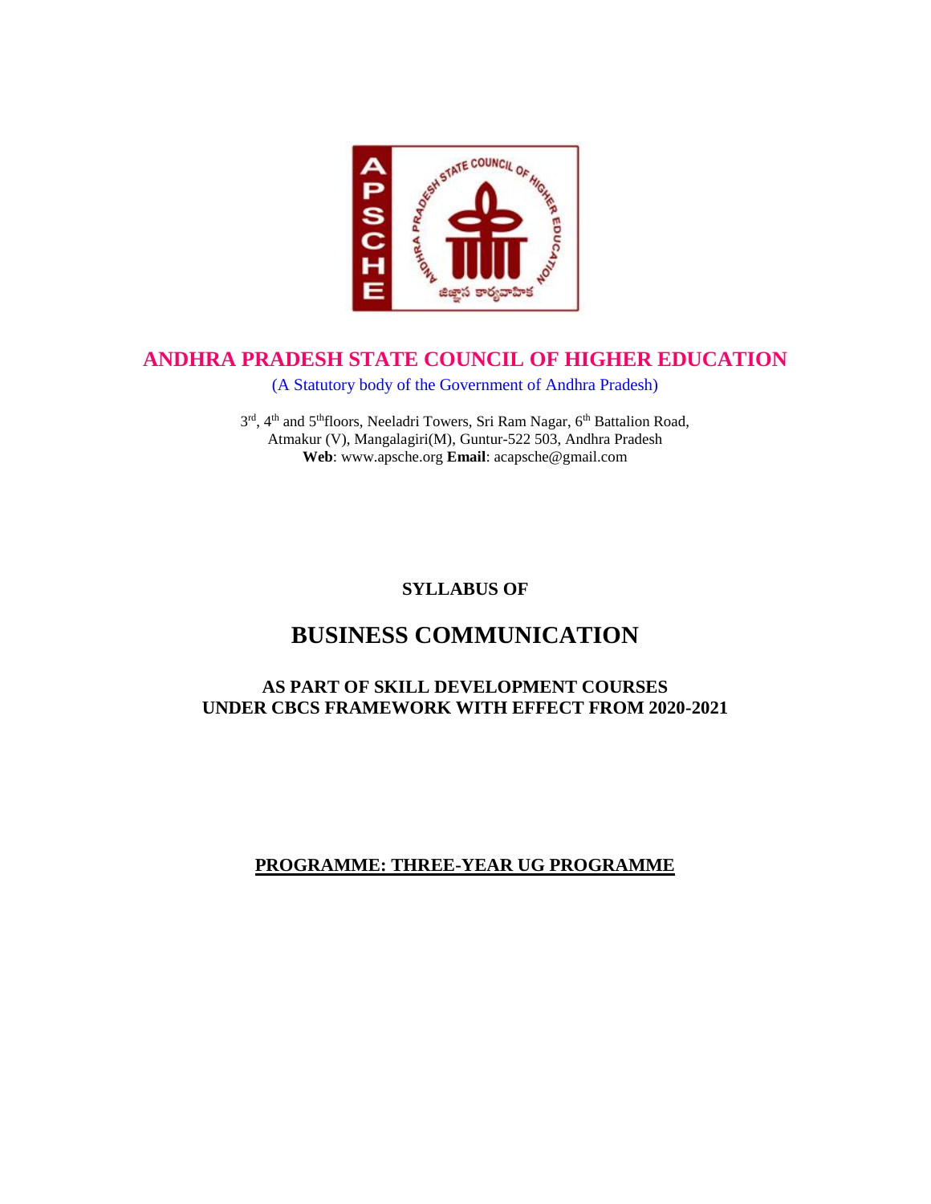# ANDHRA PRADESH STATE COUNCIL OF HIGHER EDUCATION

(A Statutory body of the Government of Andhra Pradesh)

3rd, 4th and 5th floors, Neeladri Towers, Sri Ram Nagar, 6th Battalion Road,
Atmakur (V), Mangalagiri(M), Guntur-522 503, Andhra Pradesh
**Web**: www.apsche.org **Email**: acapsche@gmail.com

**SYLLABUS OF**

## BUSINESS COMMUNICATION

**AS PART OF SKILL DEVELOPMENT COURSES**
**UNDER CBCS FRAMEWORK WITH EFFECT FROM 2020-2021**

**PROGRAMME: THREE-YEAR UG PROGRAMME**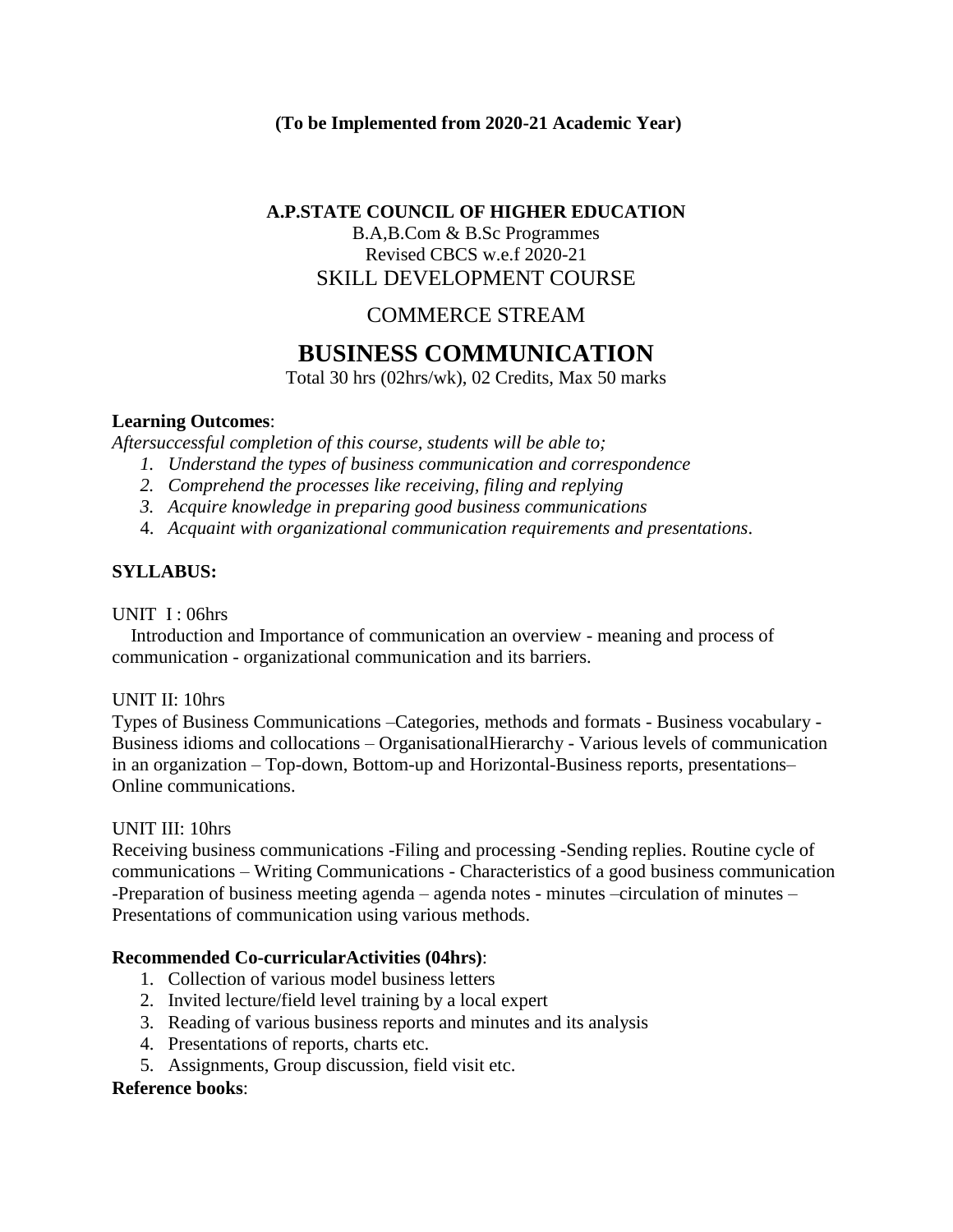**(To be Implemented from 2020-21 Academic Year)**

**A.P.STATE COUNCIL OF HIGHER EDUCATION**

B.A,B.Com & B.Sc Programmes
Revised CBCS w.e.f 2020-21
SKILL DEVELOPMENT COURSE

COMMERCE STREAM

# BUSINESS COMMUNICATION

Total 30 hrs (02hrs/wk), 02 Credits, Max 50 marks

**Learning Outcomes**:

*Aftersuccessful completion of this course, students will be able to;*

1. *Understand the types of business communication and correspondence*
2. *Comprehend the processes like receiving, filing and replying*
3. *Acquire knowledge in preparing good business communications*
4. *Acquaint with organizational communication requirements and presentations*.

**SYLLABUS:**

UNIT I : 06hrs

Introduction and Importance of communication an overview - meaning and process of communication - organizational communication and its barriers.

UNIT II: 10hrs

Types of Business Communications –Categories, methods and formats - Business vocabulary - Business idioms and collocations – OrganisationalHierarchy - Various levels of communication in an organization – Top-down, Bottom-up and Horizontal-Business reports, presentations– Online communications.

UNIT III: 10hrs

Receiving business communications -Filing and processing -Sending replies. Routine cycle of communications – Writing Communications - Characteristics of a good business communication -Preparation of business meeting agenda – agenda notes - minutes –circulation of minutes – Presentations of communication using various methods.

**Recommended Co-curricularActivities (04hrs)**:

1. Collection of various model business letters
2. Invited lecture/field level training by a local expert
3. Reading of various business reports and minutes and its analysis
4. Presentations of reports, charts etc.
5. Assignments, Group discussion, field visit etc.

**Reference books**: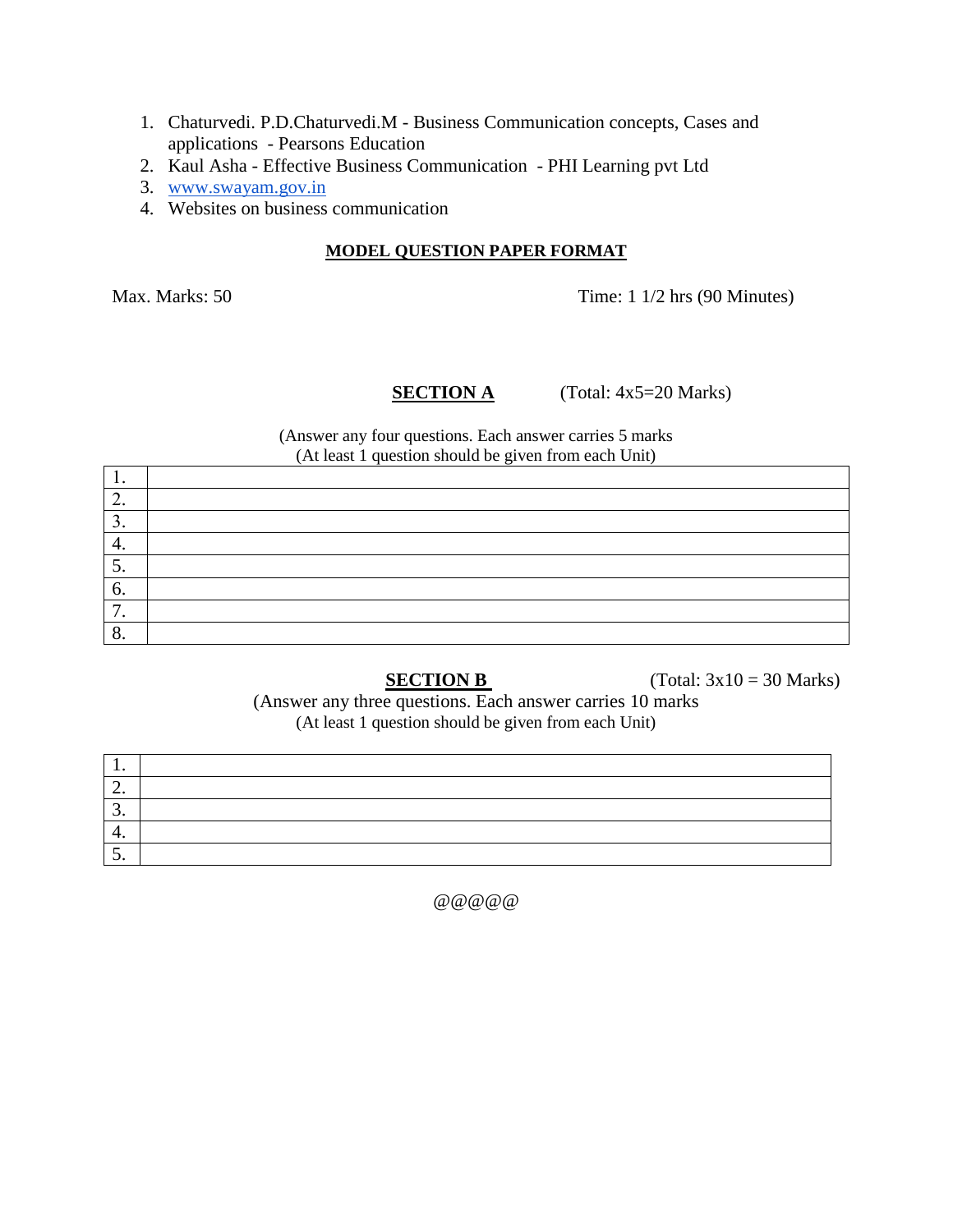1. Chaturvedi. P.D.Chaturvedi.M - Business Communication concepts, Cases and applications - Pearsons Education
2. Kaul Asha - Effective Business Communication - PHI Learning pvt Ltd
3. www.swayam.gov.in
4. Websites on business communication

**MODEL QUESTION PAPER FORMAT**

Max. Marks: 50 Time: 1 1/2 hrs (90 Minutes)

**SECTION A** (Total: 4x5=20 Marks)

(Answer any four questions. Each answer carries 5 marks
(At least 1 question should be given from each Unit)

| | |
|---|---|
| 1. | |
| 2. | |
| 3. | |
| 4. | |
| 5. | |
| 6. | |
| 7. | |
| 8. | |

**SECTION B** (Total: 3x10 = 30 Marks)

(Answer any three questions. Each answer carries 10 marks
(At least 1 question should be given from each Unit)

| | |
|---|---|
| 1. | |
| 2. | |
| 3. | |
| 4. | |
| 5. | |

@@@@@